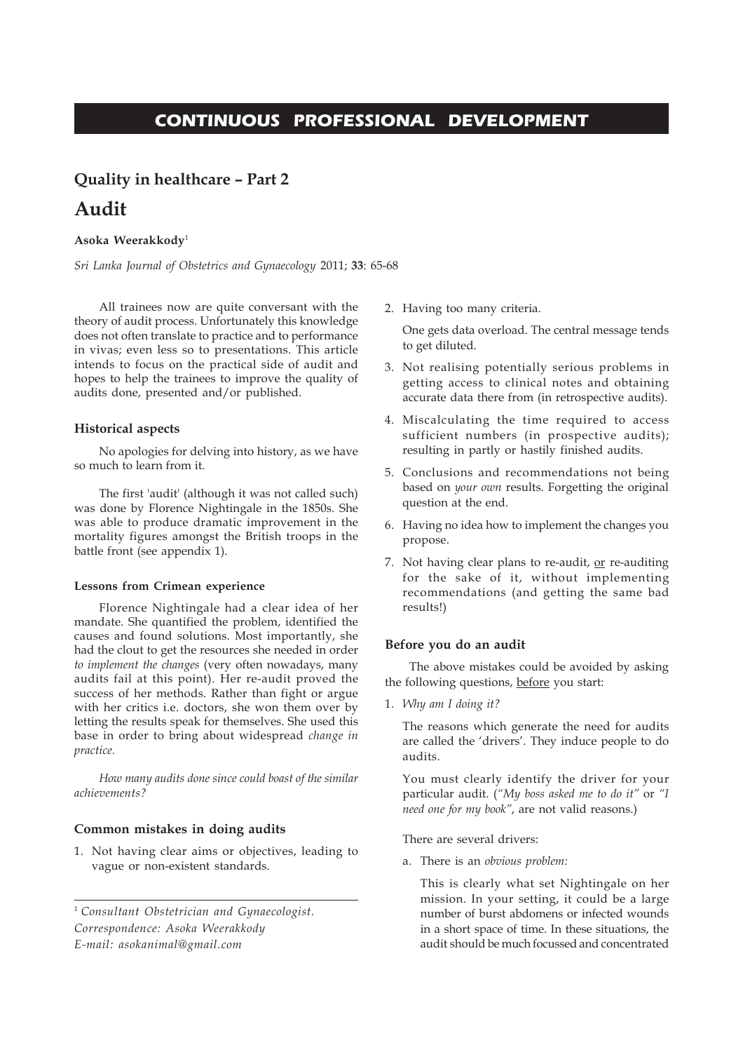# CONTINUOUS PROFESSIONAL DEVELOPMENT

## Quality in healthcare – Part 2

# Audit

**Asoka Weerakkody**[1]

*Sri Lanka Journal of Obstetrics and Gynaecology* 2011; **33**: 65-68

All trainees now are quite conversant with the theory of audit process. Unfortunately this knowledge does not often translate to practice and to performance in vivas; even less so to presentations. This article intends to focus on the practical side of audit and hopes to help the trainees to improve the quality of audits done, presented and/or published.

### Historical aspects

No apologies for delving into history, as we have so much to learn from it.

The first 'audit' (although it was not called such) was done by Florence Nightingale in the 1850s. She was able to produce dramatic improvement in the mortality figures amongst the British troops in the battle front (see appendix 1).

#### Lessons from Crimean experience

Florence Nightingale had a clear idea of her mandate. She quantified the problem, identified the causes and found solutions. Most importantly, she had the clout to get the resources she needed in order *to implement the changes* (very often nowadays, many audits fail at this point). Her re-audit proved the success of her methods. Rather than fight or argue with her critics i.e. doctors, she won them over by letting the results speak for themselves. She used this base in order to bring about widespread *change in practice.*

*How many audits done since could boast of the similar achievements?*

### Common mistakes in doing audits

1. Not having clear aims or objectives, leading to vague or non-existent standards.
2. Having too many criteria.

   One gets data overload. The central message tends to get diluted.
3. Not realising potentially serious problems in getting access to clinical notes and obtaining accurate data there from (in retrospective audits).
4. Miscalculating the time required to access sufficient numbers (in prospective audits); resulting in partly or hastily finished audits.
5. Conclusions and recommendations not being based on *your own* results. Forgetting the original question at the end.
6. Having no idea how to implement the changes you propose.
7. Not having clear plans to re-audit, <u>or</u> re-auditing for the sake of it, without implementing recommendations (and getting the same bad results!)

### Before you do an audit

The above mistakes could be avoided by asking the following questions, <u>before</u> you start:

1. *Why am I doing it?*

   The reasons which generate the need for audits are called the 'drivers'. They induce people to do audits.

   You must clearly identify the driver for your particular audit. (*"My boss asked me to do it"* or *"I need one for my book"*, are not valid reasons.)

   There are several drivers:

   a. There is an *obvious problem:*

      This is clearly what set Nightingale on her mission. In your setting, it could be a large number of burst abdomens or infected wounds in a short space of time. In these situations, the audit should be much focussed and concentrated

---

[1] *Consultant Obstetrician and Gynaecologist.*
*Correspondence: Asoka Weerakkody*
*E-mail: asokanimal@gmail.com*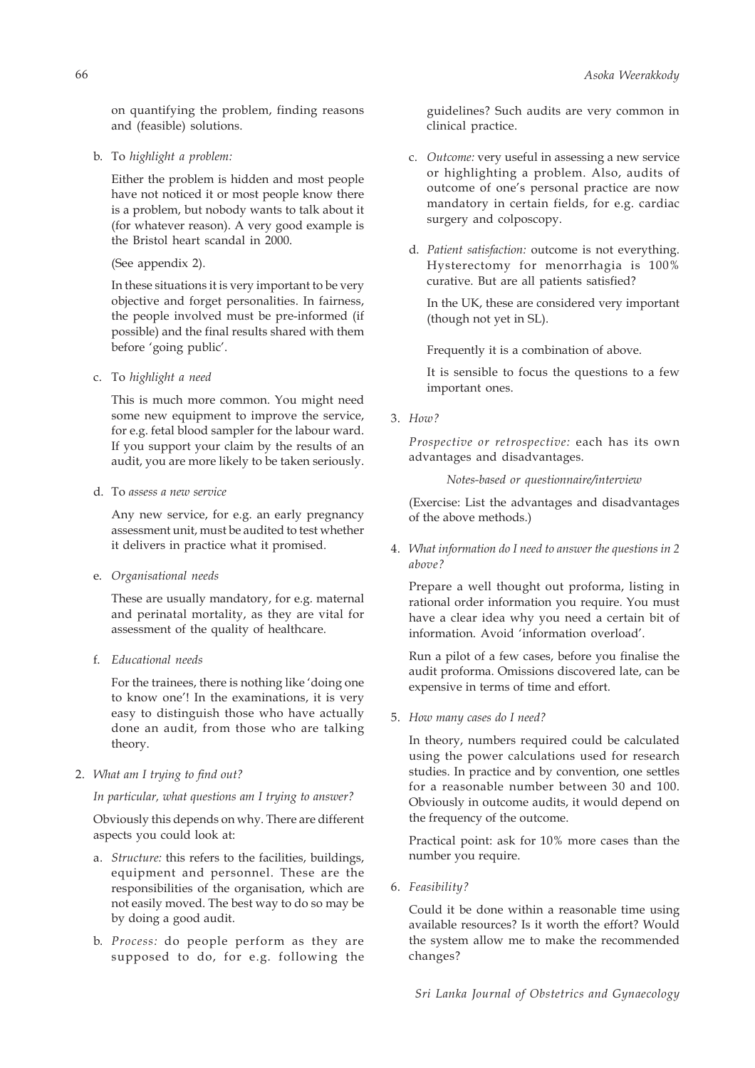on quantifying the problem, finding reasons and (feasible) solutions.

b. To *highlight a problem:*

   Either the problem is hidden and most people have not noticed it or most people know there is a problem, but nobody wants to talk about it (for whatever reason). A very good example is the Bristol heart scandal in 2000.

   (See appendix 2).

   In these situations it is very important to be very objective and forget personalities. In fairness, the people involved must be pre-informed (if possible) and the final results shared with them before 'going public'.

c. To *highlight a need*

   This is much more common. You might need some new equipment to improve the service, for e.g. fetal blood sampler for the labour ward. If you support your claim by the results of an audit, you are more likely to be taken seriously.

d. To *assess a new service*

   Any new service, for e.g. an early pregnancy assessment unit, must be audited to test whether it delivers in practice what it promised.

e. *Organisational needs*

   These are usually mandatory, for e.g. maternal and perinatal mortality, as they are vital for assessment of the quality of healthcare.

f. *Educational needs*

   For the trainees, there is nothing like 'doing one to know one'! In the examinations, it is very easy to distinguish those who have actually done an audit, from those who are talking theory.

2. *What am I trying to find out?*

   *In particular, what questions am I trying to answer?*

   Obviously this depends on why. There are different aspects you could look at:

   a. *Structure:* this refers to the facilities, buildings, equipment and personnel. These are the responsibilities of the organisation, which are not easily moved. The best way to do so may be by doing a good audit.

   b. *Process:* do people perform as they are supposed to do, for e.g. following the guidelines? Such audits are very common in clinical practice.

   c. *Outcome:* very useful in assessing a new service or highlighting a problem. Also, audits of outcome of one's personal practice are now mandatory in certain fields, for e.g. cardiac surgery and colposcopy.

   d. *Patient satisfaction:* outcome is not everything. Hysterectomy for menorrhagia is 100% curative. But are all patients satisfied?

      In the UK, these are considered very important (though not yet in SL).

   Frequently it is a combination of above.

   It is sensible to focus the questions to a few important ones.

3. *How?*

   *Prospective or retrospective:* each has its own advantages and disadvantages.

   *Notes-based or questionnaire/interview*

   (Exercise: List the advantages and disadvantages of the above methods.)

4. *What information do I need to answer the questions in 2 above?*

   Prepare a well thought out proforma, listing in rational order information you require. You must have a clear idea why you need a certain bit of information. Avoid 'information overload'.

   Run a pilot of a few cases, before you finalise the audit proforma. Omissions discovered late, can be expensive in terms of time and effort.

5. *How many cases do I need?*

   In theory, numbers required could be calculated using the power calculations used for research studies. In practice and by convention, one settles for a reasonable number between 30 and 100. Obviously in outcome audits, it would depend on the frequency of the outcome.

   Practical point: ask for 10% more cases than the number you require.

6. *Feasibility?*

   Could it be done within a reasonable time using available resources? Is it worth the effort? Would the system allow me to make the recommended changes?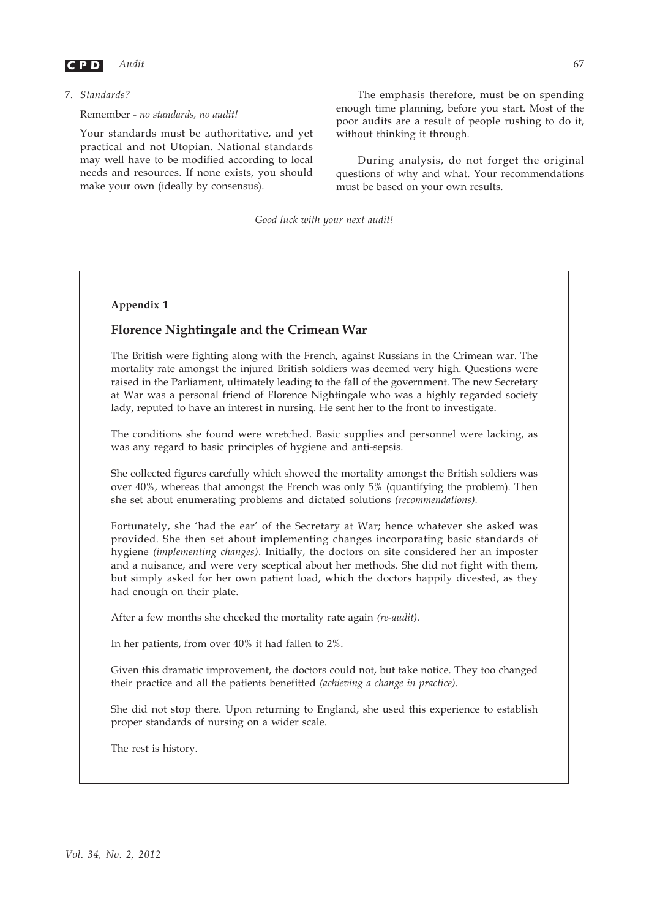7. *Standards?*

   Remember - *no standards, no audit!*

   Your standards must be authoritative, and yet practical and not Utopian. National standards may well have to be modified according to local needs and resources. If none exists, you should make your own (ideally by consensus).

The emphasis therefore, must be on spending enough time planning, before you start. Most of the poor audits are a result of people rushing to do it, without thinking it through.

During analysis, do not forget the original questions of why and what. Your recommendations must be based on your own results.

*Good luck with your next audit!*

**Appendix 1**

## Florence Nightingale and the Crimean War

The British were fighting along with the French, against Russians in the Crimean war. The mortality rate amongst the injured British soldiers was deemed very high. Questions were raised in the Parliament, ultimately leading to the fall of the government. The new Secretary at War was a personal friend of Florence Nightingale who was a highly regarded society lady, reputed to have an interest in nursing. He sent her to the front to investigate.

The conditions she found were wretched. Basic supplies and personnel were lacking, as was any regard to basic principles of hygiene and anti-sepsis.

She collected figures carefully which showed the mortality amongst the British soldiers was over 40%, whereas that amongst the French was only 5% (quantifying the problem). Then she set about enumerating problems and dictated solutions *(recommendations).*

Fortunately, she 'had the ear' of the Secretary at War; hence whatever she asked was provided. She then set about implementing changes incorporating basic standards of hygiene *(implementing changes)*. Initially, the doctors on site considered her an imposter and a nuisance, and were very sceptical about her methods. She did not fight with them, but simply asked for her own patient load, which the doctors happily divested, as they had enough on their plate.

After a few months she checked the mortality rate again *(re-audit).*

In her patients, from over 40% it had fallen to 2%.

Given this dramatic improvement, the doctors could not, but take notice. They too changed their practice and all the patients benefitted *(achieving a change in practice).*

She did not stop there. Upon returning to England, she used this experience to establish proper standards of nursing on a wider scale.

The rest is history.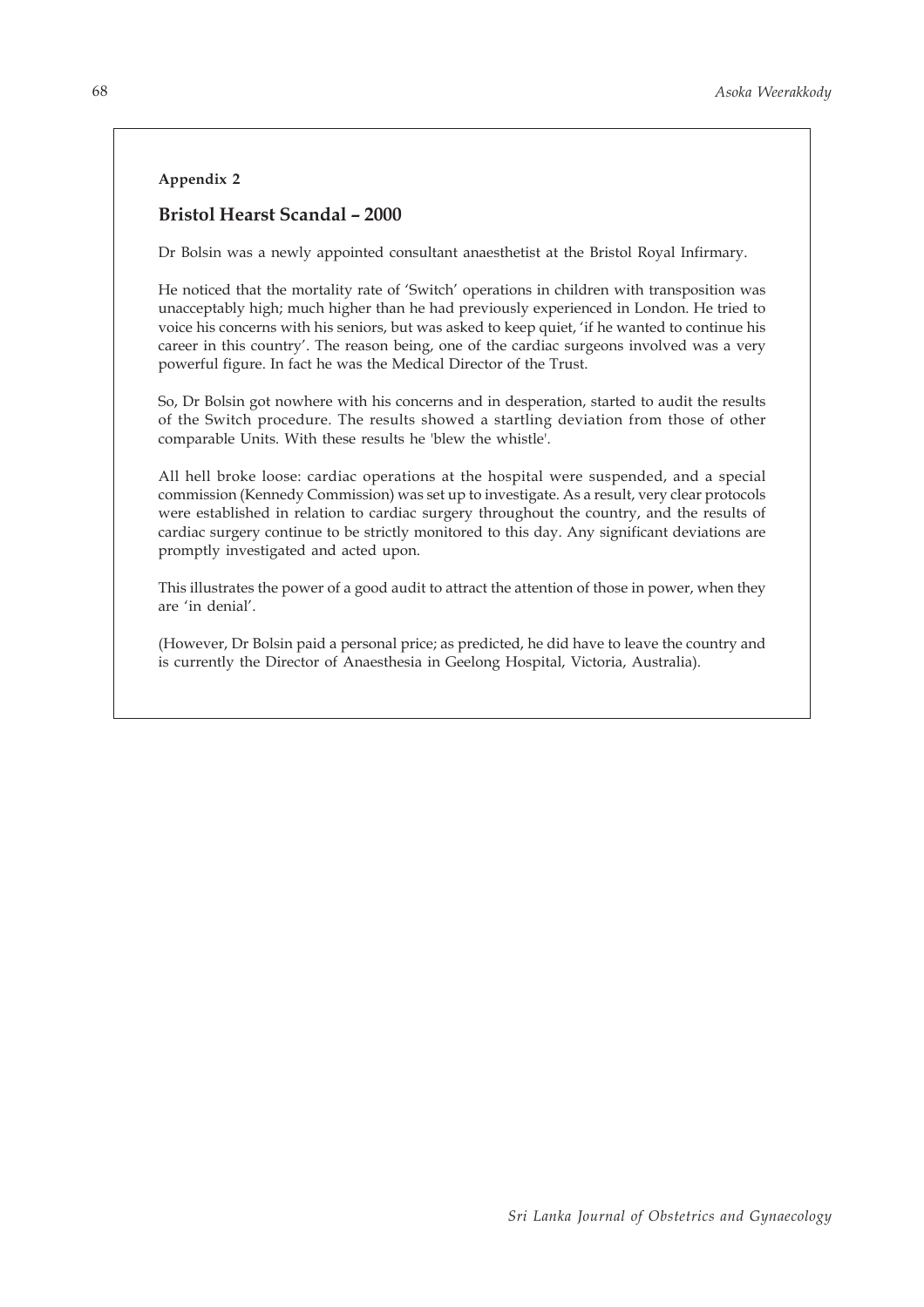**Appendix 2**

## Bristol Hearst Scandal – 2000

Dr Bolsin was a newly appointed consultant anaesthetist at the Bristol Royal Infirmary.

He noticed that the mortality rate of 'Switch' operations in children with transposition was unacceptably high; much higher than he had previously experienced in London. He tried to voice his concerns with his seniors, but was asked to keep quiet, 'if he wanted to continue his career in this country'. The reason being, one of the cardiac surgeons involved was a very powerful figure. In fact he was the Medical Director of the Trust.

So, Dr Bolsin got nowhere with his concerns and in desperation, started to audit the results of the Switch procedure. The results showed a startling deviation from those of other comparable Units. With these results he 'blew the whistle'.

All hell broke loose: cardiac operations at the hospital were suspended, and a special commission (Kennedy Commission) was set up to investigate. As a result, very clear protocols were established in relation to cardiac surgery throughout the country, and the results of cardiac surgery continue to be strictly monitored to this day. Any significant deviations are promptly investigated and acted upon.

This illustrates the power of a good audit to attract the attention of those in power, when they are 'in denial'.

(However, Dr Bolsin paid a personal price; as predicted, he did have to leave the country and is currently the Director of Anaesthesia in Geelong Hospital, Victoria, Australia).